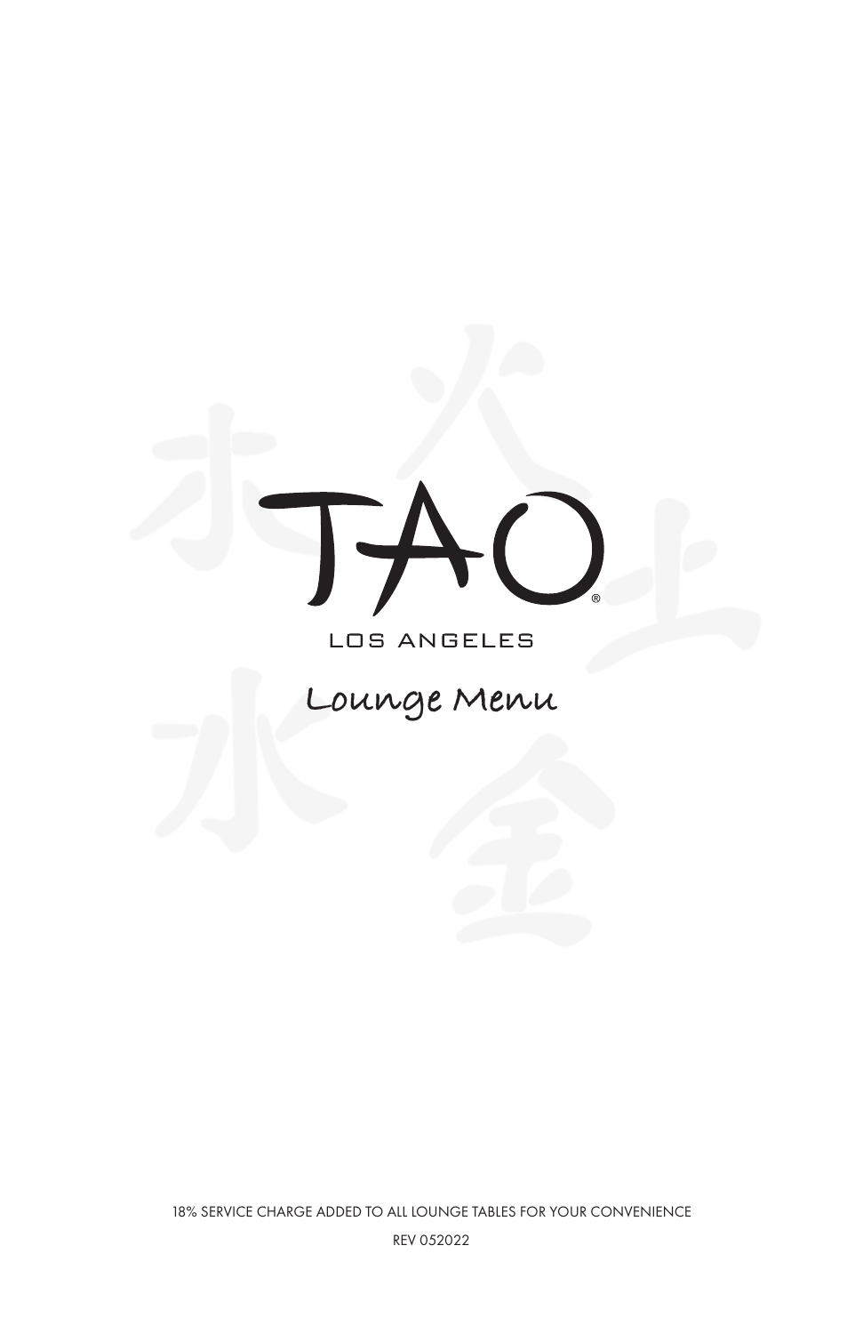# TAO

LOS ANGELES

## Lounge Menu

18% SERVICE CHARGE ADDED TO ALL LOUNGE TABLES FOR YOUR CONVENIENCE

REV 052022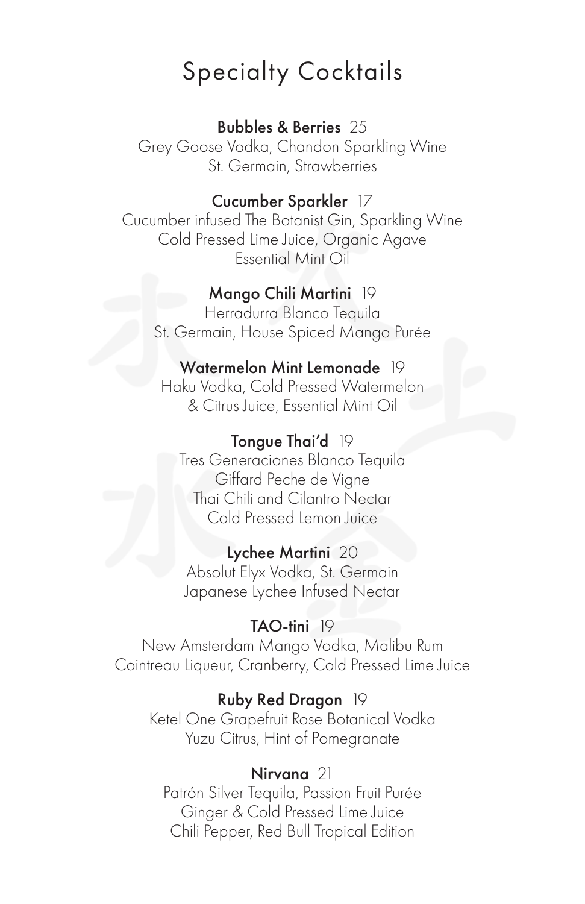# Specialty Cocktails

**Bubbles & Berries** 25
Grey Goose Vodka, Chandon Sparkling Wine
St. Germain, Strawberries

**Cucumber Sparkler** 17
Cucumber infused The Botanist Gin, Sparkling Wine
Cold Pressed Lime Juice, Organic Agave
Essential Mint Oil

**Mango Chili Martini** 19
Herradurra Blanco Tequila
St. Germain, House Spiced Mango Purée

**Watermelon Mint Lemonade** 19
Haku Vodka, Cold Pressed Watermelon
& Citrus Juice, Essential Mint Oil

**Tongue Thai'd** 19
Tres Generaciones Blanco Tequila
Giffard Peche de Vigne
Thai Chili and Cilantro Nectar
Cold Pressed Lemon Juice

**Lychee Martini** 20
Absolut Elyx Vodka, St. Germain
Japanese Lychee Infused Nectar

**TAO-tini** 19
New Amsterdam Mango Vodka, Malibu Rum
Cointreau Liqueur, Cranberry, Cold Pressed Lime Juice

**Ruby Red Dragon** 19
Ketel One Grapefruit Rose Botanical Vodka
Yuzu Citrus, Hint of Pomegranate

**Nirvana** 21
Patrón Silver Tequila, Passion Fruit Purée
Ginger & Cold Pressed Lime Juice
Chili Pepper, Red Bull Tropical Edition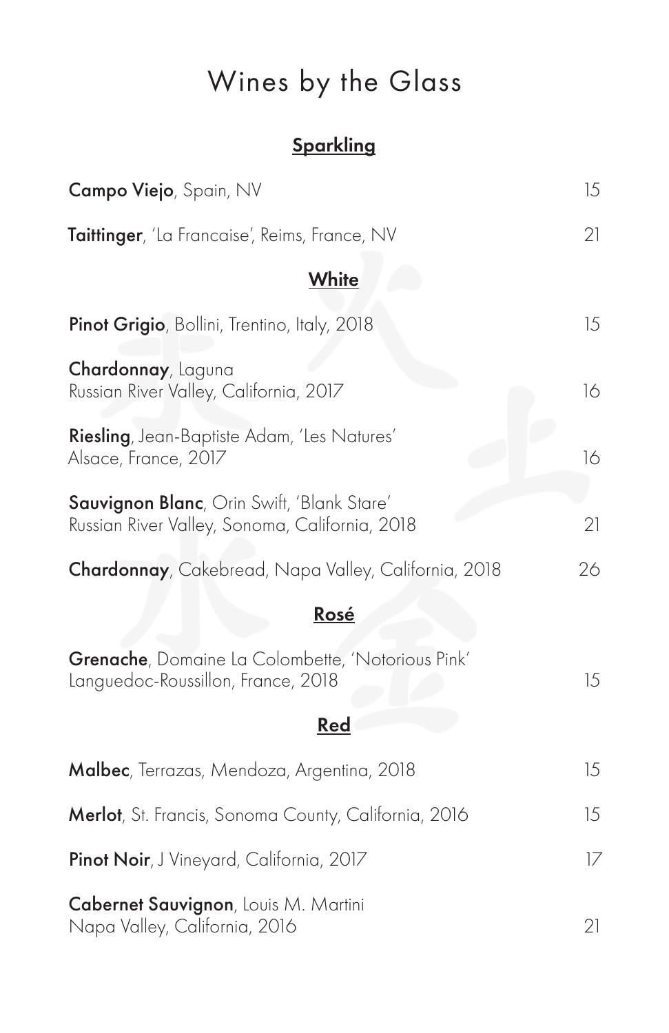# Wines by the Glass

## Sparkling

**Campo Viejo**, Spain, NV 15

**Taittinger**, 'La Francaise', Reims, France, NV 21

## White

**Pinot Grigio**, Bollini, Trentino, Italy, 2018 15

**Chardonnay**, Laguna
Russian River Valley, California, 2017 16

**Riesling**, Jean-Baptiste Adam, 'Les Natures'
Alsace, France, 2017 16

**Sauvignon Blanc**, Orin Swift, 'Blank Stare'
Russian River Valley, Sonoma, California, 2018 21

**Chardonnay**, Cakebread, Napa Valley, California, 2018 26

## Rosé

**Grenache**, Domaine La Colombette, 'Notorious Pink'
Languedoc-Roussillon, France, 2018 15

## Red

**Malbec**, Terrazas, Mendoza, Argentina, 2018 15

**Merlot**, St. Francis, Sonoma County, California, 2016 15

**Pinot Noir**, J Vineyard, California, 2017 17

**Cabernet Sauvignon**, Louis M. Martini
Napa Valley, California, 2016 21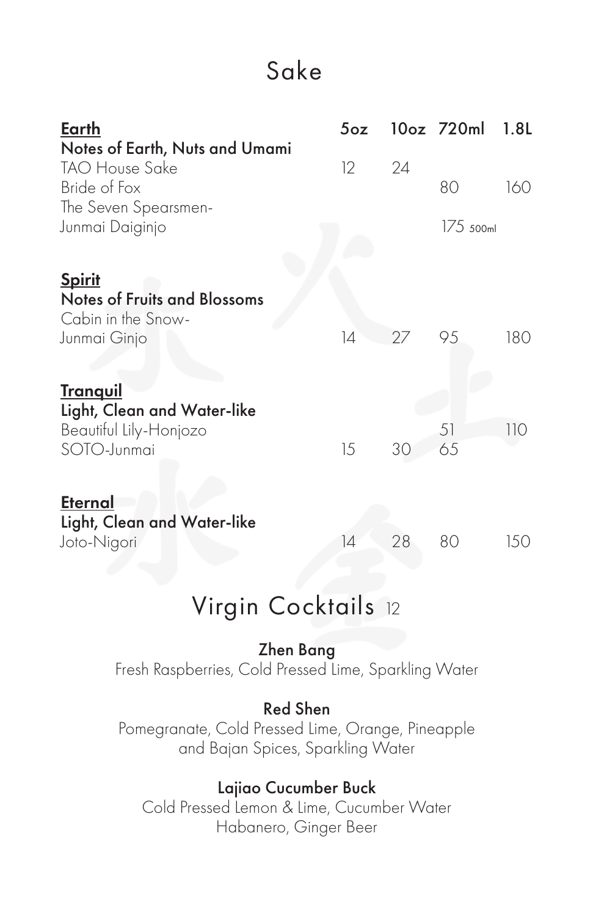# Sake

| **Earth** | 5oz | 10oz | 720ml | 1.8L |
|---|---|---|---|---|
| **Notes of Earth, Nuts and Umami** | | | | |
| TAO House Sake | 12 | 24 | | |
| Bride of Fox | | | 80 | 160 |
| The Seven Spearsmen-Junmai Daiginjo | | | 175 500ml | |
| **Spirit** | | | | |
| **Notes of Fruits and Blossoms** | | | | |
| Cabin in the Snow-Junmai Ginjo | 14 | 27 | 95 | 180 |
| **Tranquil** | | | | |
| **Light, Clean and Water-like** | | | | |
| Beautiful Lily-Honjozo | | | 51 | 110 |
| SOTO-Junmai | 15 | 30 | 65 | |
| **Eternal** | | | | |
| **Light, Clean and Water-like** | | | | |
| Joto-Nigori | 14 | 28 | 80 | 150 |

# Virgin Cocktails 12

**Zhen Bang**
Fresh Raspberries, Cold Pressed Lime, Sparkling Water

**Red Shen**
Pomegranate, Cold Pressed Lime, Orange, Pineapple and Bajan Spices, Sparkling Water

**Lajiao Cucumber Buck**
Cold Pressed Lemon & Lime, Cucumber Water Habanero, Ginger Beer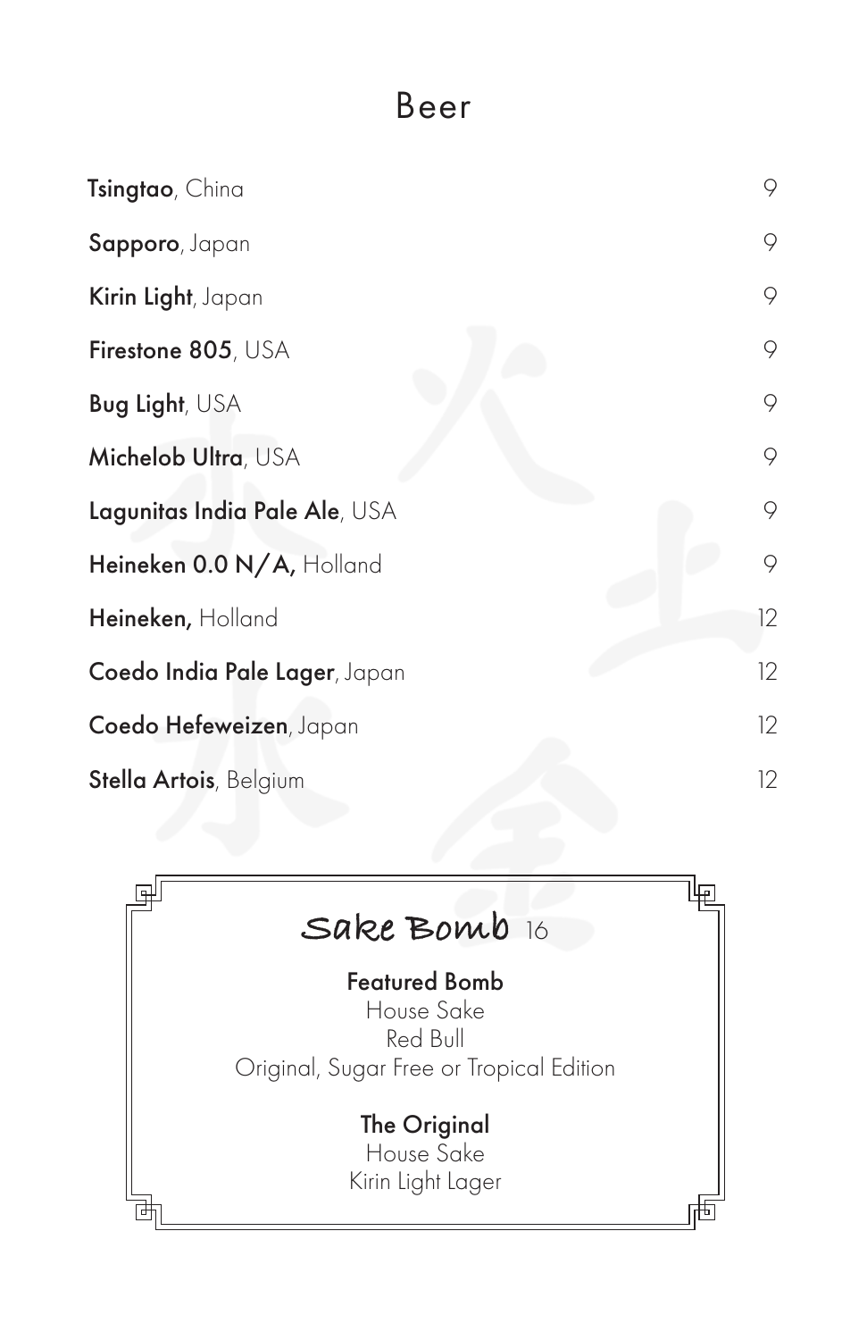# Beer

| | |
|---|---|
| **Tsingtao**, China | 9 |
| **Sapporo**, Japan | 9 |
| **Kirin Light**, Japan | 9 |
| **Firestone 805**, USA | 9 |
| **Bug Light**, USA | 9 |
| **Michelob Ultra**, USA | 9 |
| **Lagunitas India Pale Ale**, USA | 9 |
| **Heineken 0.0 N/A,** Holland | 9 |
| **Heineken,** Holland | 12 |
| **Coedo India Pale Lager**, Japan | 12 |
| **Coedo Hefeweizen**, Japan | 12 |
| **Stella Artois**, Belgium | 12 |

## Sake Bomb 16

**Featured Bomb**
House Sake
Red Bull
Original, Sugar Free or Tropical Edition

**The Original**
House Sake
Kirin Light Lager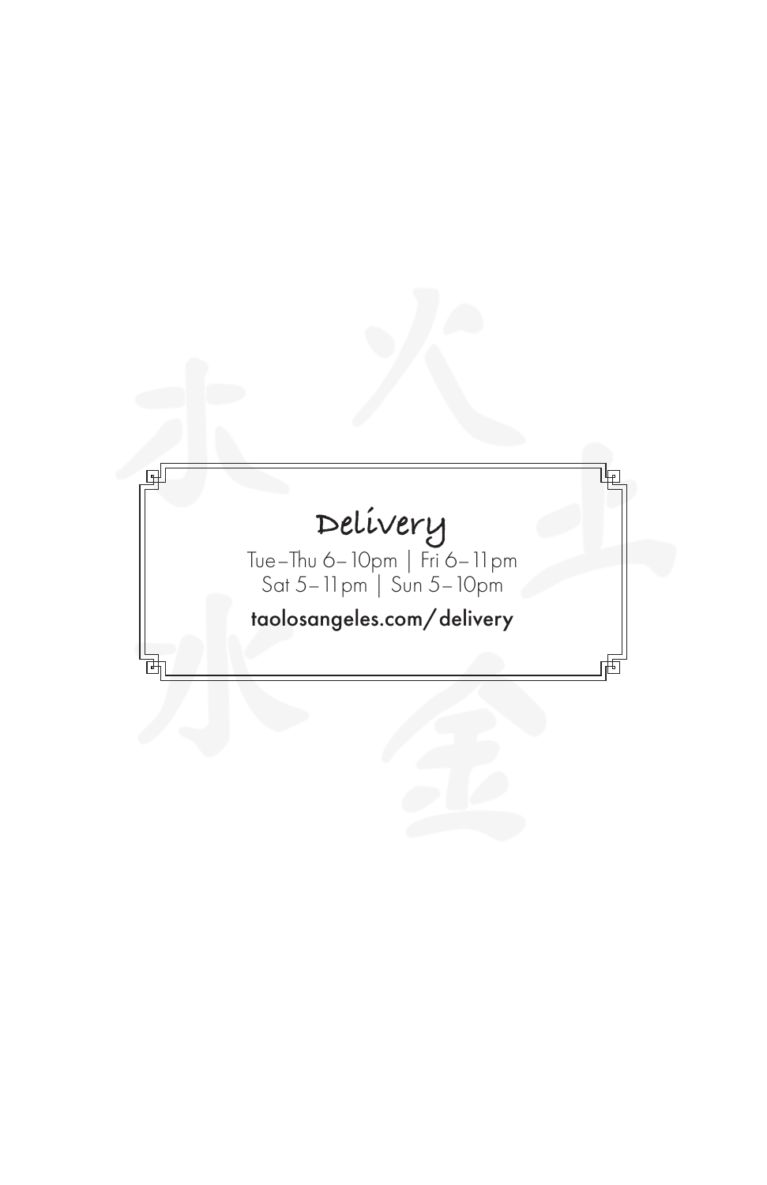# Delivery

Tue–Thu 6–10pm | Fri 6–11pm
Sat 5–11pm | Sun 5–10pm

taolosangeles.com/delivery